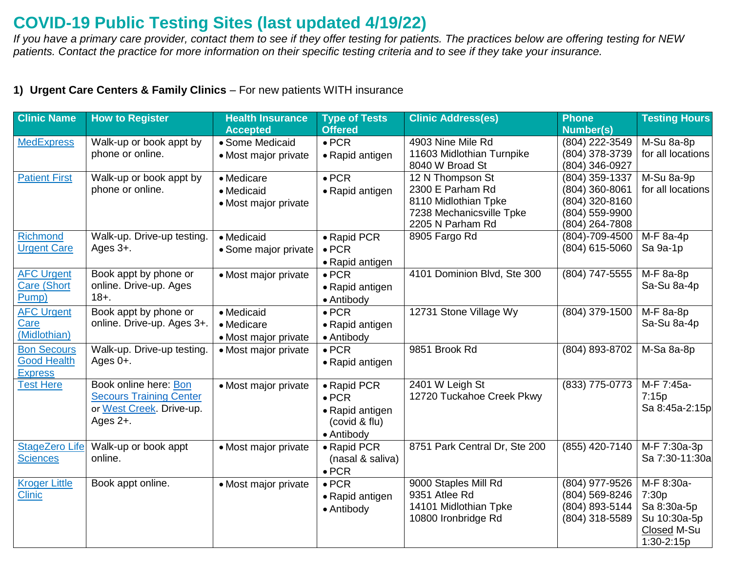# COVID-19 Public Testing Sites (last updated 4/19/22)

*If you have a primary care provider, contact them to see if they offer testing for patients. The practices below are offering testing for NEW patients. Contact the practice for more information on their specific testing criteria and to see if they take your insurance.*

## 1) **Urgent Care Centers & Family Clinics** – For new patients WITH insurance

| Clinic Name | How to Register | Health Insurance Accepted | Type of Tests Offered | Clinic Address(es) | Phone Number(s) | Testing Hours |
|---|---|---|---|---|---|---|
| MedExpress | Walk-up or book appt by phone or online. | • Some Medicaid<br>• Most major private | • PCR<br>• Rapid antigen | 4903 Nine Mile Rd<br>11603 Midlothian Turnpike<br>8040 W Broad St | (804) 222-3549<br>(804) 378-3739<br>(804) 346-0927 | M-Su 8a-8p for all locations |
| Patient First | Walk-up or book appt by phone or online. | • Medicare<br>• Medicaid<br>• Most major private | • PCR<br>• Rapid antigen | 12 N Thompson St<br>2300 E Parham Rd<br>8110 Midlothian Tpke<br>7238 Mechanicsville Tpke<br>2205 N Parham Rd | (804) 359-1337<br>(804) 360-8061<br>(804) 320-8160<br>(804) 559-9900<br>(804) 264-7808 | M-Su 8a-9p for all locations |
| Richmond Urgent Care | Walk-up. Drive-up testing. Ages 3+. | • Medicaid<br>• Some major private | • Rapid PCR<br>• PCR<br>• Rapid antigen | 8905 Fargo Rd | (804)-709-4500<br>(804) 615-5060 | M-F 8a-4p<br>Sa 9a-1p |
| AFC Urgent Care (Short Pump) | Book appt by phone or online. Drive-up. Ages 18+. | • Most major private | • PCR<br>• Rapid antigen<br>• Antibody | 4101 Dominion Blvd, Ste 300 | (804) 747-5555 | M-F 8a-8p<br>Sa-Su 8a-4p |
| AFC Urgent Care (Midlothian) | Book appt by phone or online. Drive-up. Ages 3+. | • Medicaid<br>• Medicare<br>• Most major private | • PCR<br>• Rapid antigen<br>• Antibody | 12731 Stone Village Wy | (804) 379-1500 | M-F 8a-8p<br>Sa-Su 8a-4p |
| Bon Secours Good Health Express | Walk-up. Drive-up testing. Ages 0+. | • Most major private | • PCR<br>• Rapid antigen | 9851 Brook Rd | (804) 893-8702 | M-Sa 8a-8p |
| Test Here | Book online here: Bon Secours Training Center or West Creek. Drive-up. Ages 2+. | • Most major private | • Rapid PCR<br>• PCR<br>• Rapid antigen (covid & flu)<br>• Antibody | 2401 W Leigh St<br>12720 Tuckahoe Creek Pkwy | (833) 775-0773 | M-F 7:45a-7:15p<br>Sa 8:45a-2:15p |
| StageZero Life Sciences | Walk-up or book appt online. | • Most major private | • Rapid PCR (nasal & saliva)<br>• PCR | 8751 Park Central Dr, Ste 200 | (855) 420-7140 | M-F 7:30a-3p<br>Sa 7:30-11:30a |
| Kroger Little Clinic | Book appt online. | • Most major private | • PCR<br>• Rapid antigen<br>• Antibody | 9000 Staples Mill Rd<br>9351 Atlee Rd<br>14101 Midlothian Tpke<br>10800 Ironbridge Rd | (804) 977-9526<br>(804) 569-8246<br>(804) 893-5144<br>(804) 318-5589 | M-F 8:30a-7:30p<br>Sa 8:30a-5p<br>Su 10:30a-5p<br>Closed M-Su 1:30-2:15p |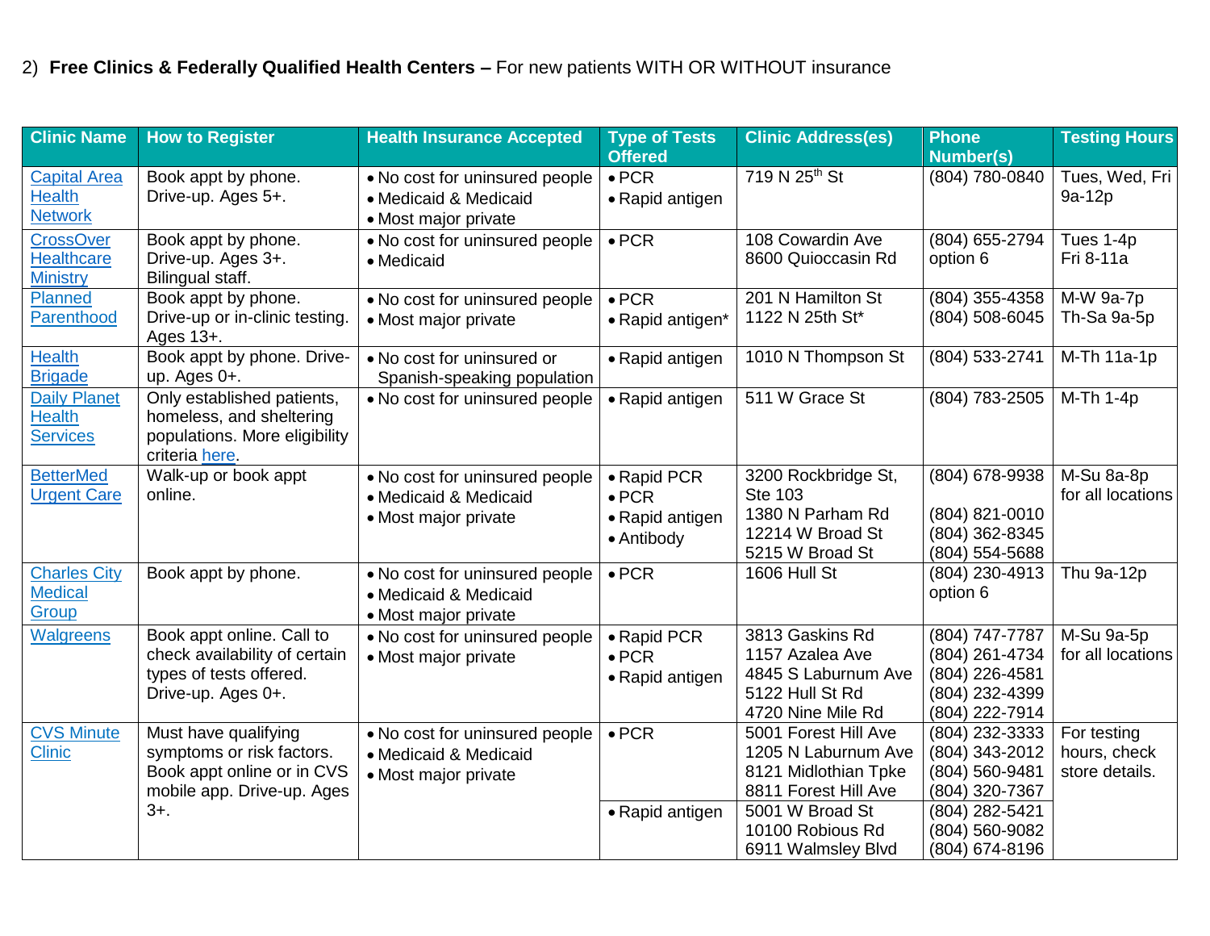2) **Free Clinics & Federally Qualified Health Centers –** For new patients WITH OR WITHOUT insurance

| Clinic Name | How to Register | Health Insurance Accepted | Type of Tests Offered | Clinic Address(es) | Phone Number(s) | Testing Hours |
|---|---|---|---|---|---|---|
| Capital Area Health Network | Book appt by phone. Drive-up. Ages 5+. | • No cost for uninsured people<br>• Medicaid & Medicaid<br>• Most major private | • PCR<br>• Rapid antigen | 719 N 25th St | (804) 780-0840 | Tues, Wed, Fri 9a-12p |
| CrossOver Healthcare Ministry | Book appt by phone. Drive-up. Ages 3+. Bilingual staff. | • No cost for uninsured people<br>• Medicaid | • PCR | 108 Cowardin Ave<br>8600 Quioccasin Rd | (804) 655-2794 option 6 | Tues 1-4p<br>Fri 8-11a |
| Planned Parenthood | Book appt by phone. Drive-up or in-clinic testing. Ages 13+. | • No cost for uninsured people<br>• Most major private | • PCR<br>• Rapid antigen* | 201 N Hamilton St<br>1122 N 25th St* | (804) 355-4358<br>(804) 508-6045 | M-W 9a-7p<br>Th-Sa 9a-5p |
| Health Brigade | Book appt by phone. Drive-up. Ages 0+. | • No cost for uninsured or Spanish-speaking population | • Rapid antigen | 1010 N Thompson St | (804) 533-2741 | M-Th 11a-1p |
| Daily Planet Health Services | Only established patients, homeless, and sheltering populations. More eligibility criteria here. | • No cost for uninsured people | • Rapid antigen | 511 W Grace St | (804) 783-2505 | M-Th 1-4p |
| BetterMed Urgent Care | Walk-up or book appt online. | • No cost for uninsured people<br>• Medicaid & Medicaid<br>• Most major private | • Rapid PCR<br>• PCR<br>• Rapid antigen<br>• Antibody | 3200 Rockbridge St, Ste 103<br>1380 N Parham Rd<br>12214 W Broad St<br>5215 W Broad St | (804) 678-9938<br><br>(804) 821-0010<br>(804) 362-8345<br>(804) 554-5688 | M-Su 8a-8p for all locations |
| Charles City Medical Group | Book appt by phone. | • No cost for uninsured people<br>• Medicaid & Medicaid<br>• Most major private | • PCR | 1606 Hull St | (804) 230-4913 option 6 | Thu 9a-12p |
| Walgreens | Book appt online. Call to check availability of certain types of tests offered. Drive-up. Ages 0+. | • No cost for uninsured people<br>• Most major private | • Rapid PCR<br>• PCR<br>• Rapid antigen | 3813 Gaskins Rd<br>1157 Azalea Ave<br>4845 S Laburnum Ave<br>5122 Hull St Rd<br>4720 Nine Mile Rd | (804) 747-7787<br>(804) 261-4734<br>(804) 226-4581<br>(804) 232-4399<br>(804) 222-7914 | M-Su 9a-5p for all locations |
| CVS Minute Clinic | Must have qualifying symptoms or risk factors. Book appt online or in CVS mobile app. Drive-up. Ages 3+. | • No cost for uninsured people<br>• Medicaid & Medicaid<br>• Most major private | • PCR | 5001 Forest Hill Ave<br>1205 N Laburnum Ave<br>8121 Midlothian Tpke<br>8811 Forest Hill Ave | (804) 232-3333<br>(804) 343-2012<br>(804) 560-9481<br>(804) 320-7367 | For testing hours, check store details. |
| | | | • Rapid antigen | 5001 W Broad St<br>10100 Robious Rd<br>6911 Walmsley Blvd | (804) 282-5421<br>(804) 560-9082<br>(804) 674-8196 | |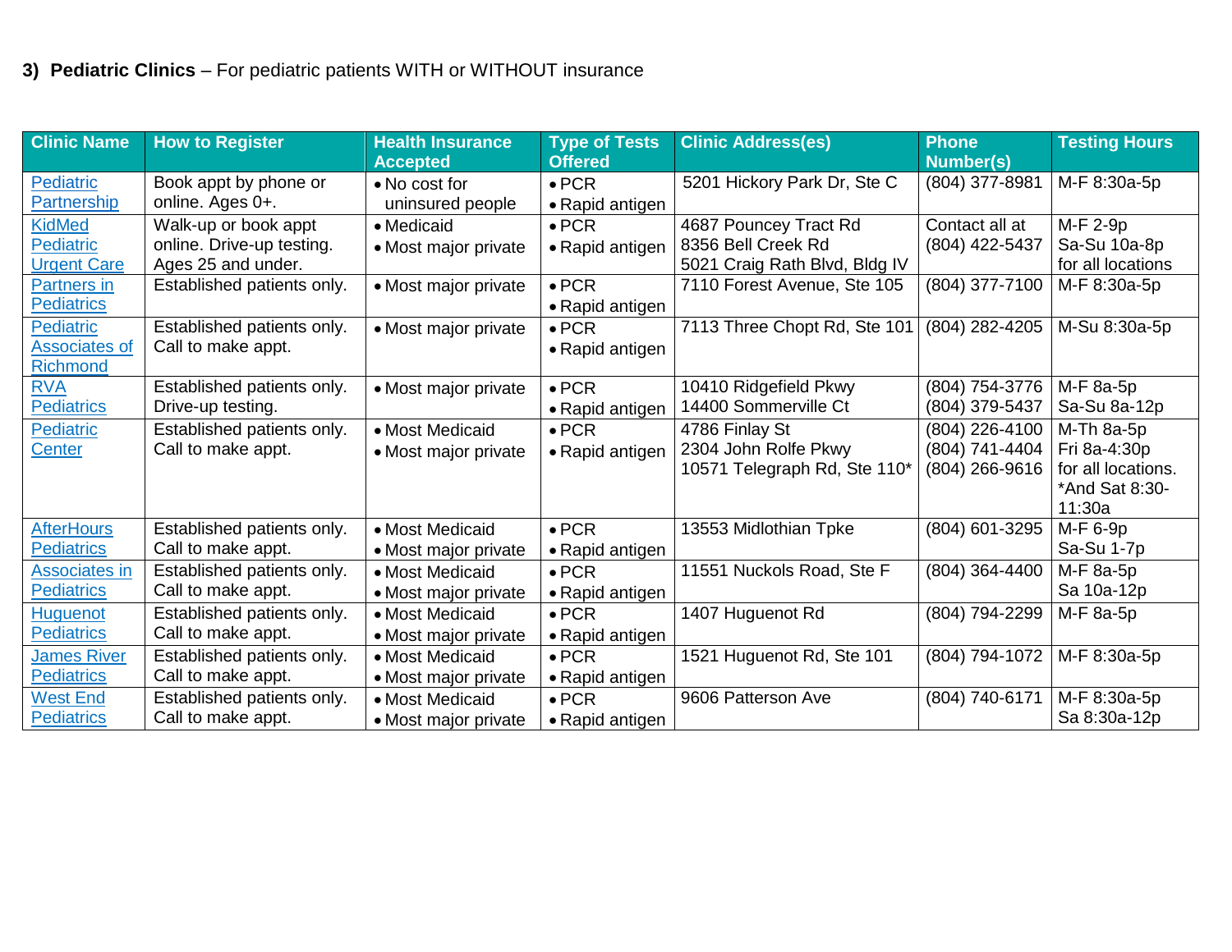**3) Pediatric Clinics** – For pediatric patients WITH or WITHOUT insurance

| Clinic Name | How to Register | Health Insurance Accepted | Type of Tests Offered | Clinic Address(es) | Phone Number(s) | Testing Hours |
|---|---|---|---|---|---|---|
| Pediatric Partnership | Book appt by phone or online. Ages 0+. | • No cost for uninsured people | • PCR<br>• Rapid antigen | 5201 Hickory Park Dr, Ste C | (804) 377-8981 | M-F 8:30a-5p |
| KidMed Pediatric Urgent Care | Walk-up or book appt online. Drive-up testing. Ages 25 and under. | • Medicaid<br>• Most major private | • PCR<br>• Rapid antigen | 4687 Pouncey Tract Rd<br>8356 Bell Creek Rd<br>5021 Craig Rath Blvd, Bldg IV | Contact all at (804) 422-5437 | M-F 2-9p<br>Sa-Su 10a-8p<br>for all locations |
| Partners in Pediatrics | Established patients only. | • Most major private | • PCR<br>• Rapid antigen | 7110 Forest Avenue, Ste 105 | (804) 377-7100 | M-F 8:30a-5p |
| Pediatric Associates of Richmond | Established patients only. Call to make appt. | • Most major private | • PCR<br>• Rapid antigen | 7113 Three Chopt Rd, Ste 101 | (804) 282-4205 | M-Su 8:30a-5p |
| RVA Pediatrics | Established patients only. Drive-up testing. | • Most major private | • PCR<br>• Rapid antigen | 10410 Ridgefield Pkwy<br>14400 Sommerville Ct | (804) 754-3776<br>(804) 379-5437 | M-F 8a-5p<br>Sa-Su 8a-12p |
| Pediatric Center | Established patients only. Call to make appt. | • Most Medicaid<br>• Most major private | • PCR<br>• Rapid antigen | 4786 Finlay St<br>2304 John Rolfe Pkwy<br>10571 Telegraph Rd, Ste 110* | (804) 226-4100<br>(804) 741-4404<br>(804) 266-9616 | M-Th 8a-5p<br>Fri 8a-4:30p<br>for all locations.<br>*And Sat 8:30-11:30a |
| AfterHours Pediatrics | Established patients only. Call to make appt. | • Most Medicaid<br>• Most major private | • PCR<br>• Rapid antigen | 13553 Midlothian Tpke | (804) 601-3295 | M-F 6-9p<br>Sa-Su 1-7p |
| Associates in Pediatrics | Established patients only. Call to make appt. | • Most Medicaid<br>• Most major private | • PCR<br>• Rapid antigen | 11551 Nuckols Road, Ste F | (804) 364-4400 | M-F 8a-5p<br>Sa 10a-12p |
| Huguenot Pediatrics | Established patients only. Call to make appt. | • Most Medicaid<br>• Most major private | • PCR<br>• Rapid antigen | 1407 Huguenot Rd | (804) 794-2299 | M-F 8a-5p |
| James River Pediatrics | Established patients only. Call to make appt. | • Most Medicaid<br>• Most major private | • PCR<br>• Rapid antigen | 1521 Huguenot Rd, Ste 101 | (804) 794-1072 | M-F 8:30a-5p |
| West End Pediatrics | Established patients only. Call to make appt. | • Most Medicaid<br>• Most major private | • PCR<br>• Rapid antigen | 9606 Patterson Ave | (804) 740-6171 | M-F 8:30a-5p<br>Sa 8:30a-12p |